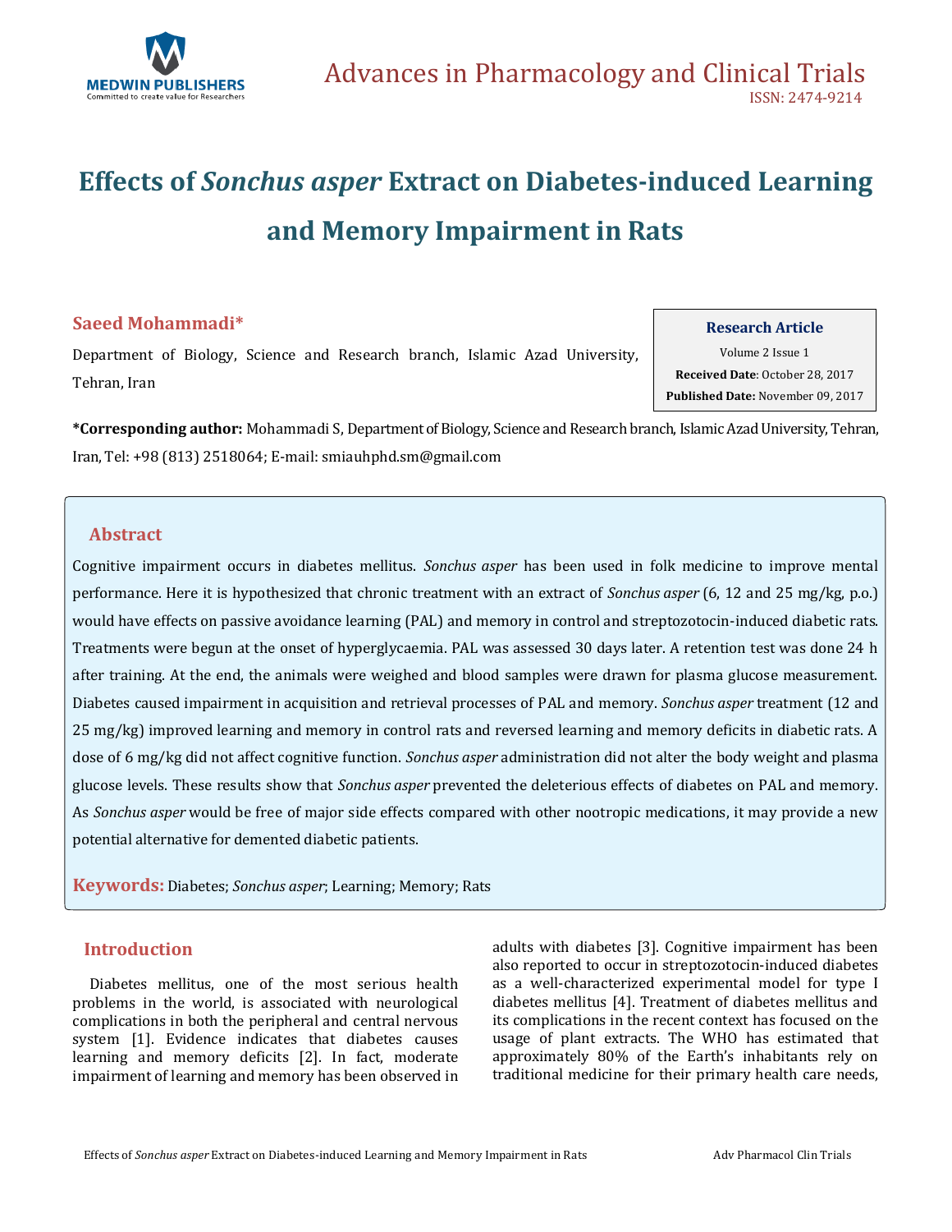# Effects of *Sonchus asper* Extract on Diabetes-induced Learning and Memory Impairment in Rats

**Saeed Mohammadi***

Department of Biology, Science and Research branch, Islamic Azad University, Tehran, Iran

**Research Article**

Volume 2 Issue 1

**Received Date**: October 28, 2017

**Published Date:** November 09, 2017

**\*Corresponding author:** Mohammadi S, Department of Biology, Science and Research branch, Islamic Azad University, Tehran, Iran, Tel: +98 (813) 2518064; E-mail: smiauhphd.sm@gmail.com

## Abstract

Cognitive impairment occurs in diabetes mellitus. *Sonchus asper* has been used in folk medicine to improve mental performance. Here it is hypothesized that chronic treatment with an extract of *Sonchus asper* (6, 12 and 25 mg/kg, p.o.) would have effects on passive avoidance learning (PAL) and memory in control and streptozotocin-induced diabetic rats. Treatments were begun at the onset of hyperglycaemia. PAL was assessed 30 days later. A retention test was done 24 h after training. At the end, the animals were weighed and blood samples were drawn for plasma glucose measurement. Diabetes caused impairment in acquisition and retrieval processes of PAL and memory. *Sonchus asper* treatment (12 and 25 mg/kg) improved learning and memory in control rats and reversed learning and memory deficits in diabetic rats. A dose of 6 mg/kg did not affect cognitive function. *Sonchus asper* administration did not alter the body weight and plasma glucose levels. These results show that *Sonchus asper* prevented the deleterious effects of diabetes on PAL and memory. As *Sonchus asper* would be free of major side effects compared with other nootropic medications, it may provide a new potential alternative for demented diabetic patients.

**Keywords:** Diabetes; *Sonchus asper*; Learning; Memory; Rats

## Introduction

Diabetes mellitus, one of the most serious health problems in the world, is associated with neurological complications in both the peripheral and central nervous system [1]. Evidence indicates that diabetes causes learning and memory deficits [2]. In fact, moderate impairment of learning and memory has been observed in adults with diabetes [3]. Cognitive impairment has been also reported to occur in streptozotocin-induced diabetes as a well-characterized experimental model for type I diabetes mellitus [4]. Treatment of diabetes mellitus and its complications in the recent context has focused on the usage of plant extracts. The WHO has estimated that approximately 80% of the Earth's inhabitants rely on traditional medicine for their primary health care needs,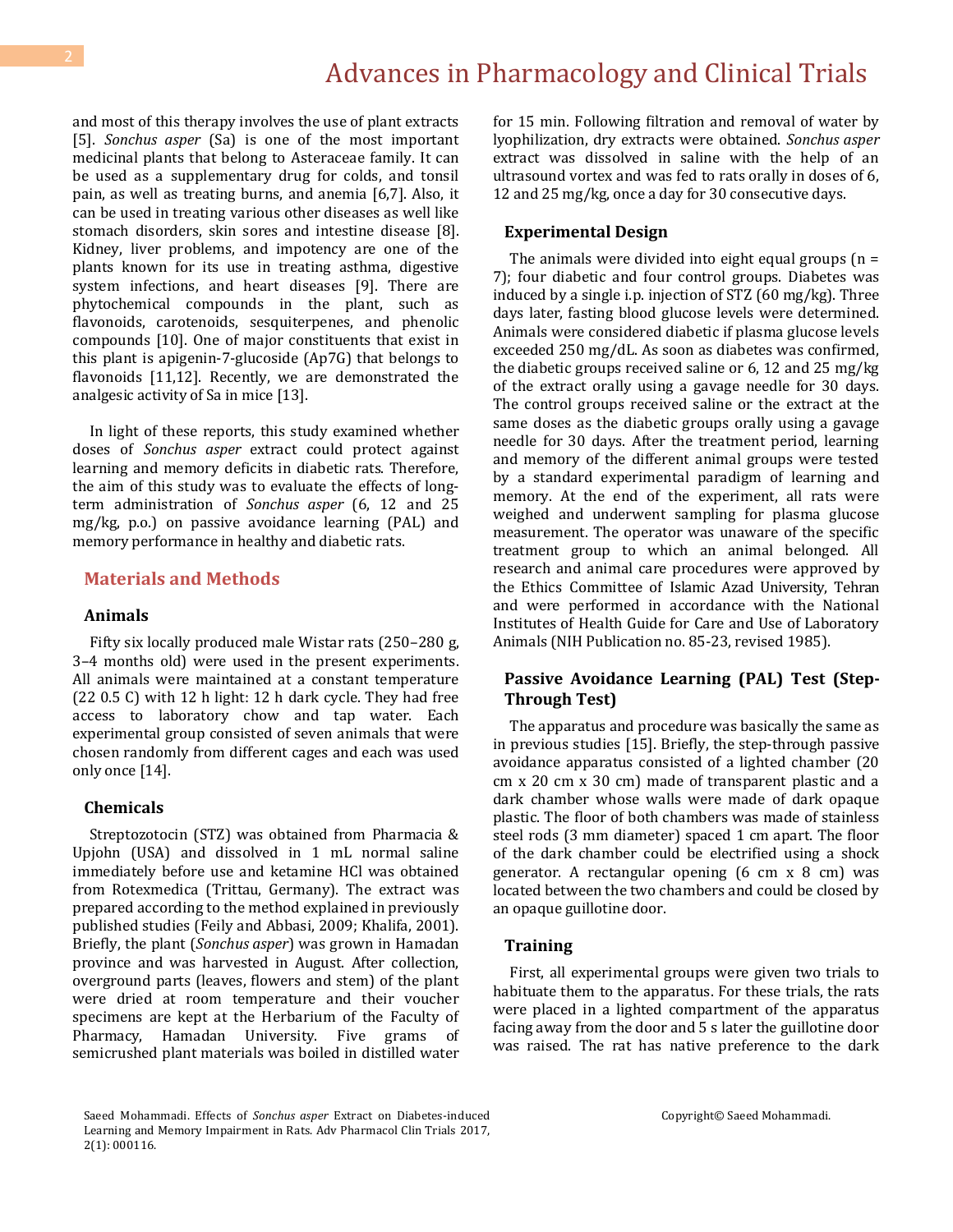and most of this therapy involves the use of plant extracts [5]. *Sonchus asper* (Sa) is one of the most important medicinal plants that belong to Asteraceae family. It can be used as a supplementary drug for colds, and tonsil pain, as well as treating burns, and anemia [6,7]. Also, it can be used in treating various other diseases as well like stomach disorders, skin sores and intestine disease [8]. Kidney, liver problems, and impotency are one of the plants known for its use in treating asthma, digestive system infections, and heart diseases [9]. There are phytochemical compounds in the plant, such as flavonoids, carotenoids, sesquiterpenes, and phenolic compounds [10]. One of major constituents that exist in this plant is apigenin-7-glucoside (Ap7G) that belongs to flavonoids [11,12]. Recently, we are demonstrated the analgesic activity of Sa in mice [13].

In light of these reports, this study examined whether doses of *Sonchus asper* extract could protect against learning and memory deficits in diabetic rats. Therefore, the aim of this study was to evaluate the effects of long-term administration of *Sonchus asper* (6, 12 and 25 mg/kg, p.o.) on passive avoidance learning (PAL) and memory performance in healthy and diabetic rats.

## Materials and Methods

### Animals

Fifty six locally produced male Wistar rats (250–280 g, 3–4 months old) were used in the present experiments. All animals were maintained at a constant temperature (22 0.5 C) with 12 h light: 12 h dark cycle. They had free access to laboratory chow and tap water. Each experimental group consisted of seven animals that were chosen randomly from different cages and each was used only once [14].

### Chemicals

Streptozotocin (STZ) was obtained from Pharmacia & Upjohn (USA) and dissolved in 1 mL normal saline immediately before use and ketamine HCl was obtained from Rotexmedica (Trittau, Germany). The extract was prepared according to the method explained in previously published studies (Feily and Abbasi, 2009; Khalifa, 2001). Briefly, the plant (*Sonchus asper*) was grown in Hamadan province and was harvested in August. After collection, overground parts (leaves, flowers and stem) of the plant were dried at room temperature and their voucher specimens are kept at the Herbarium of the Faculty of Pharmacy, Hamadan University. Five grams of semicrushed plant materials was boiled in distilled water for 15 min. Following filtration and removal of water by lyophilization, dry extracts were obtained. *Sonchus asper* extract was dissolved in saline with the help of an ultrasound vortex and was fed to rats orally in doses of 6, 12 and 25 mg/kg, once a day for 30 consecutive days.

### Experimental Design

The animals were divided into eight equal groups (n = 7); four diabetic and four control groups. Diabetes was induced by a single i.p. injection of STZ (60 mg/kg). Three days later, fasting blood glucose levels were determined. Animals were considered diabetic if plasma glucose levels exceeded 250 mg/dL. As soon as diabetes was confirmed, the diabetic groups received saline or 6, 12 and 25 mg/kg of the extract orally using a gavage needle for 30 days. The control groups received saline or the extract at the same doses as the diabetic groups orally using a gavage needle for 30 days. After the treatment period, learning and memory of the different animal groups were tested by a standard experimental paradigm of learning and memory. At the end of the experiment, all rats were weighed and underwent sampling for plasma glucose measurement. The operator was unaware of the specific treatment group to which an animal belonged. All research and animal care procedures were approved by the Ethics Committee of Islamic Azad University, Tehran and were performed in accordance with the National Institutes of Health Guide for Care and Use of Laboratory Animals (NIH Publication no. 85-23, revised 1985).

### Passive Avoidance Learning (PAL) Test (Step-Through Test)

The apparatus and procedure was basically the same as in previous studies [15]. Briefly, the step-through passive avoidance apparatus consisted of a lighted chamber (20 cm x 20 cm x 30 cm) made of transparent plastic and a dark chamber whose walls were made of dark opaque plastic. The floor of both chambers was made of stainless steel rods (3 mm diameter) spaced 1 cm apart. The floor of the dark chamber could be electrified using a shock generator. A rectangular opening (6 cm x 8 cm) was located between the two chambers and could be closed by an opaque guillotine door.

### Training

First, all experimental groups were given two trials to habituate them to the apparatus. For these trials, the rats were placed in a lighted compartment of the apparatus facing away from the door and 5 s later the guillotine door was raised. The rat has native preference to the dark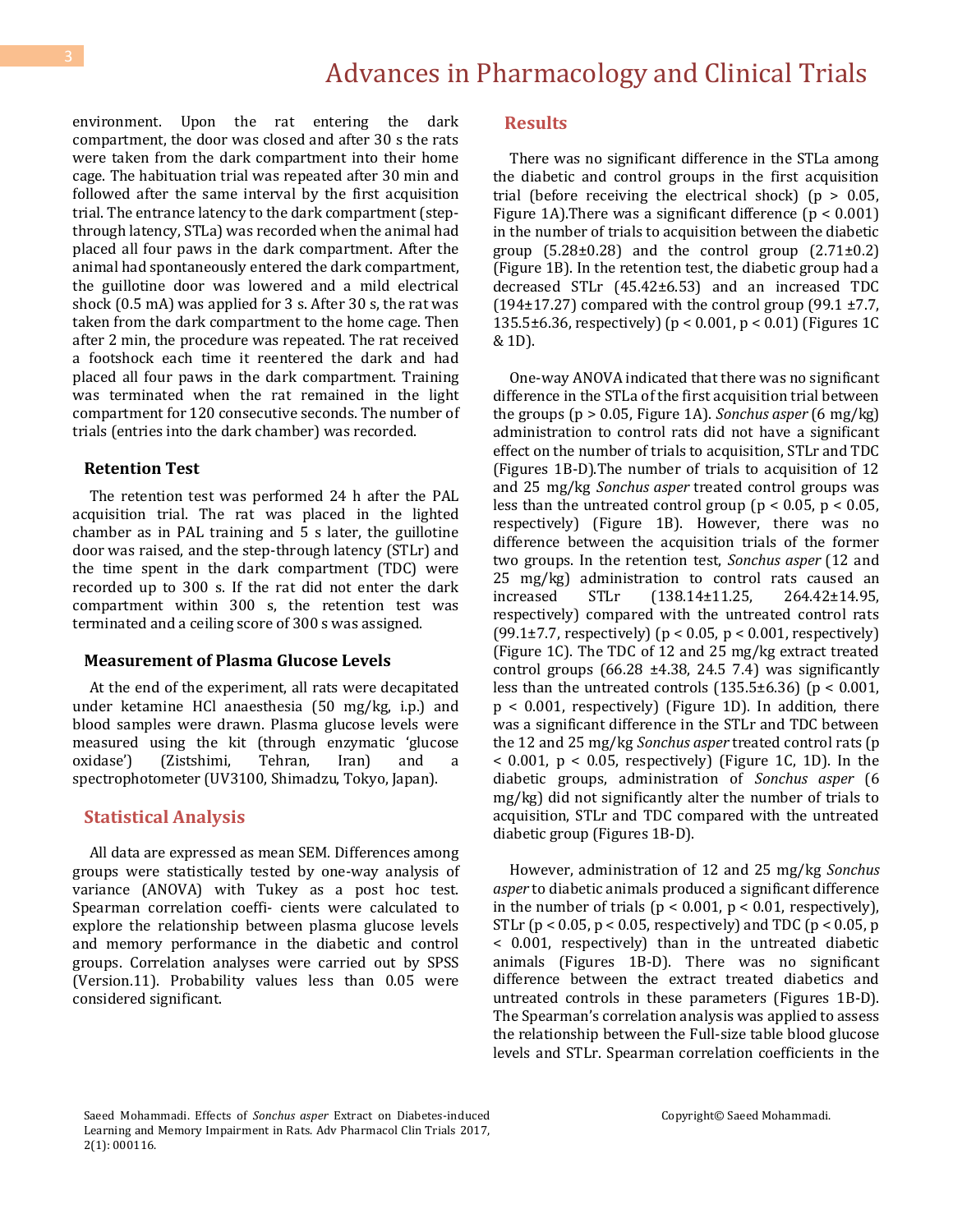environment. Upon the rat entering the dark compartment, the door was closed and after 30 s the rats were taken from the dark compartment into their home cage. The habituation trial was repeated after 30 min and followed after the same interval by the first acquisition trial. The entrance latency to the dark compartment (step-through latency, STLa) was recorded when the animal had placed all four paws in the dark compartment. After the animal had spontaneously entered the dark compartment, the guillotine door was lowered and a mild electrical shock (0.5 mA) was applied for 3 s. After 30 s, the rat was taken from the dark compartment to the home cage. Then after 2 min, the procedure was repeated. The rat received a footshock each time it reentered the dark and had placed all four paws in the dark compartment. Training was terminated when the rat remained in the light compartment for 120 consecutive seconds. The number of trials (entries into the dark chamber) was recorded.

### Retention Test

The retention test was performed 24 h after the PAL acquisition trial. The rat was placed in the lighted chamber as in PAL training and 5 s later, the guillotine door was raised, and the step-through latency (STLr) and the time spent in the dark compartment (TDC) were recorded up to 300 s. If the rat did not enter the dark compartment within 300 s, the retention test was terminated and a ceiling score of 300 s was assigned.

### Measurement of Plasma Glucose Levels

At the end of the experiment, all rats were decapitated under ketamine HCl anaesthesia (50 mg/kg, i.p.) and blood samples were drawn. Plasma glucose levels were measured using the kit (through enzymatic 'glucose oxidase') (Zistshimi, Tehran, Iran) and a spectrophotometer (UV3100, Shimadzu, Tokyo, Japan).

## Statistical Analysis

All data are expressed as mean SEM. Differences among groups were statistically tested by one-way analysis of variance (ANOVA) with Tukey as a post hoc test. Spearman correlation coeffi- cients were calculated to explore the relationship between plasma glucose levels and memory performance in the diabetic and control groups. Correlation analyses were carried out by SPSS (Version.11). Probability values less than 0.05 were considered significant.

## Results

There was no significant difference in the STLa among the diabetic and control groups in the first acquisition trial (before receiving the electrical shock) ($p > 0.05$, Figure 1A).There was a significant difference ($p < 0.001$) in the number of trials to acquisition between the diabetic group (5.28±0.28) and the control group (2.71±0.2) (Figure 1B). In the retention test, the diabetic group had a decreased STLr (45.42±6.53) and an increased TDC (194±17.27) compared with the control group (99.1 ±7.7, 135.5±6.36, respectively) ($p < 0.001$, $p < 0.01$) (Figures 1C & 1D).

One-way ANOVA indicated that there was no significant difference in the STLa of the first acquisition trial between the groups ($p > 0.05$, Figure 1A). *Sonchus asper* (6 mg/kg) administration to control rats did not have a significant effect on the number of trials to acquisition, STLr and TDC (Figures 1B-D).The number of trials to acquisition of 12 and 25 mg/kg *Sonchus asper* treated control groups was less than the untreated control group ($p < 0.05$, $p < 0.05$, respectively) (Figure 1B). However, there was no difference between the acquisition trials of the former two groups. In the retention test, *Sonchus asper* (12 and 25 mg/kg) administration to control rats caused an increased STLr (138.14±11.25, 264.42±14.95, respectively) compared with the untreated control rats (99.1±7.7, respectively) ($p < 0.05$, $p < 0.001$, respectively) (Figure 1C). The TDC of 12 and 25 mg/kg extract treated control groups (66.28 ±4.38, 24.5 7.4) was significantly less than the untreated controls (135.5±6.36) ($p < 0.001$, $p < 0.001$, respectively) (Figure 1D). In addition, there was a significant difference in the STLr and TDC between the 12 and 25 mg/kg *Sonchus asper* treated control rats ($p < 0.001$, $p < 0.05$, respectively) (Figure 1C, 1D). In the diabetic groups, administration of *Sonchus asper* (6 mg/kg) did not significantly alter the number of trials to acquisition, STLr and TDC compared with the untreated diabetic group (Figures 1B-D).

However, administration of 12 and 25 mg/kg *Sonchus asper* to diabetic animals produced a significant difference in the number of trials ($p < 0.001$, $p < 0.01$, respectively), STLr ($p < 0.05$, $p < 0.05$, respectively) and TDC ($p < 0.05$, $p < 0.001$, respectively) than in the untreated diabetic animals (Figures 1B-D). There was no significant difference between the extract treated diabetics and untreated controls in these parameters (Figures 1B-D). The Spearman's correlation analysis was applied to assess the relationship between the Full-size table blood glucose levels and STLr. Spearman correlation coefficients in the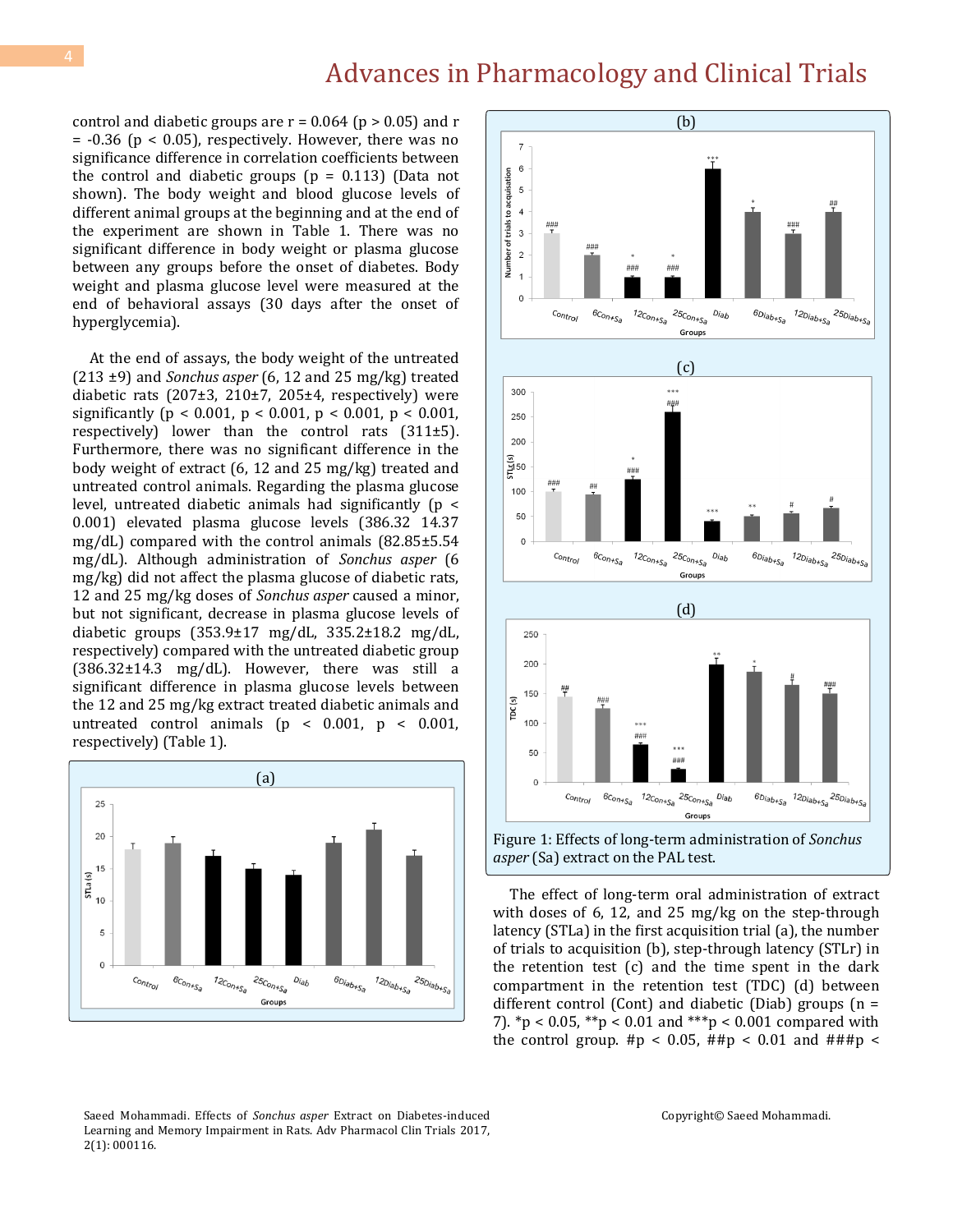control and diabetic groups are r = 0.064 ($p > 0.05$) and r = -0.36 ($p < 0.05$), respectively. However, there was no significance difference in correlation coefficients between the control and diabetic groups (p = 0.113) (Data not shown). The body weight and blood glucose levels of different animal groups at the beginning and at the end of the experiment are shown in Table 1. There was no significant difference in body weight or plasma glucose between any groups before the onset of diabetes. Body weight and plasma glucose level were measured at the end of behavioral assays (30 days after the onset of hyperglycemia).

At the end of assays, the body weight of the untreated (213 ±9) and *Sonchus asper* (6, 12 and 25 mg/kg) treated diabetic rats (207±3, 210±7, 205±4, respectively) were significantly ($p < 0.001$, $p < 0.001$, $p < 0.001$, $p < 0.001$, respectively) lower than the control rats (311±5). Furthermore, there was no significant difference in the body weight of extract (6, 12 and 25 mg/kg) treated and untreated control animals. Regarding the plasma glucose level, untreated diabetic animals had significantly ($p < 0.001$) elevated plasma glucose levels (386.32 14.37 mg/dL) compared with the control animals (82.85±5.54 mg/dL). Although administration of *Sonchus asper* (6 mg/kg) did not affect the plasma glucose of diabetic rats, 12 and 25 mg/kg doses of *Sonchus asper* caused a minor, but not significant, decrease in plasma glucose levels of diabetic groups (353.9±17 mg/dL, 335.2±18.2 mg/dL, respectively) compared with the untreated diabetic group (386.32±14.3 mg/dL). However, there was still a significant difference in plasma glucose levels between the 12 and 25 mg/kg extract treated diabetic animals and untreated control animals ($p < 0.001$, $p < 0.001$, respectively) (Table 1).

Figure 1: Effects of long-term administration of *Sonchus asper* (Sa) extract on the PAL test.

The effect of long-term oral administration of extract with doses of 6, 12, and 25 mg/kg on the step-through latency (STLa) in the first acquisition trial (a), the number of trials to acquisition (b), step-through latency (STLr) in the retention test (c) and the time spent in the dark compartment in the retention test (TDC) (d) between different control (Cont) and diabetic (Diab) groups (n = 7). *$p < 0.05$, **$p < 0.01$ and ***$p < 0.001$ compared with the control group. #$p < 0.05$, ##$p < 0.01$ and ###$p <$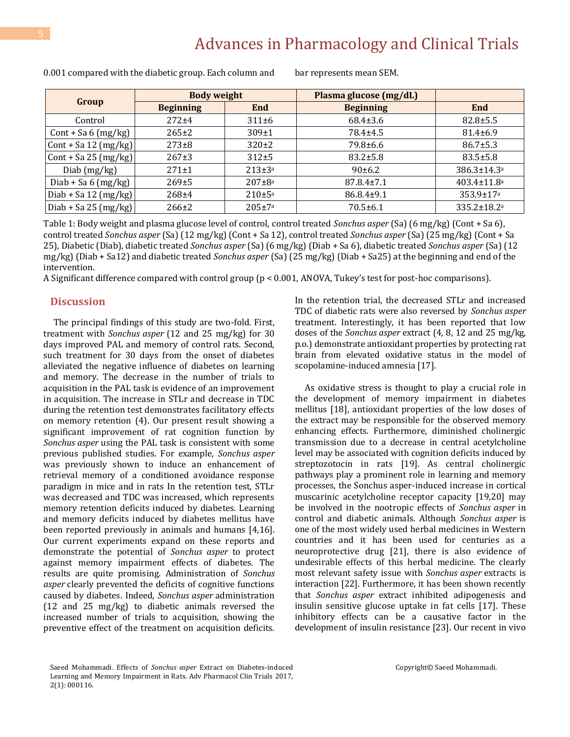0.001 compared with the diabetic group. Each column and bar represents mean SEM.

| Group | Body weight | | Plasma glucose (mg/dL) | |
|---|---|---|---|---|
| | Beginning | End | Beginning | End |
| Control | 272±4 | 311±6 | 68.4±3.6 | 82.8±5.5 |
| Cont + Sa 6 (mg/kg) | 265±2 | 309±1 | 78.4±4.5 | 81.4±6.9 |
| Cont + Sa 12 (mg/kg) | 273±8 | 320±2 | 79.8±6.6 | 86.7±5.3 |
| Cont + Sa 25 (mg/kg) | 267±3 | 312±5 | 83.2±5.8 | 83.5±5.8 |
| Diab (mg/kg) | 271±1 | 213±3[a] | 90±6.2 | 386.3±14.3[a] |
| Diab + Sa 6 (mg/kg) | 269±5 | 207±8[a] | 87.8.4±7.1 | 403.4±11.8[a] |
| Diab + Sa 12 (mg/kg) | 268±4 | 210±5[a] | 86.8.4±9.1 | 353.9±17[a] |
| Diab + Sa 25 (mg/kg) | 266±2 | 205±7[a] | 70.5±6.1 | 335.2±18.2[a] |

Table 1: Body weight and plasma glucose level of control, control treated *Sonchus asper* (Sa) (6 mg/kg) (Cont + Sa 6), control treated *Sonchus asper* (Sa) (12 mg/kg) (Cont + Sa 12), control treated *Sonchus asper* (Sa) (25 mg/kg) (Cont + Sa 25), Diabetic (Diab), diabetic treated *Sonchus asper* (Sa) (6 mg/kg) (Diab + Sa 6), diabetic treated *Sonchus asper* (Sa) (12 mg/kg) (Diab + Sa12) and diabetic treated *Sonchus asper* (Sa) (25 mg/kg) (Diab + Sa25) at the beginning and end of the intervention.

A Significant difference compared with control group ($p < 0.001$, ANOVA, Tukey's test for post-hoc comparisons).

## Discussion

The principal findings of this study are two-fold. First, treatment with *Sonchus asper* (12 and 25 mg/kg) for 30 days improved PAL and memory of control rats. Second, such treatment for 30 days from the onset of diabetes alleviated the negative influence of diabetes on learning and memory. The decrease in the number of trials to acquisition in the PAL task is evidence of an improvement in acquisition. The increase in STLr and decrease in TDC during the retention test demonstrates facilitatory effects on memory retention (4). Our present result showing a significant improvement of rat cognition function by *Sonchus asper* using the PAL task is consistent with some previous published studies. For example, *Sonchus asper* was previously shown to induce an enhancement of retrieval memory of a conditioned avoidance response paradigm in mice and in rats In the retention test, STLr was decreased and TDC was increased, which represents memory retention deficits induced by diabetes. Learning and memory deficits induced by diabetes mellitus have been reported previously in animals and humans [4,16]. Our current experiments expand on these reports and demonstrate the potential of *Sonchus asper* to protect against memory impairment effects of diabetes. The results are quite promising. Administration of *Sonchus asper* clearly prevented the deficits of cognitive functions caused by diabetes. Indeed, *Sonchus asper* administration (12 and 25 mg/kg) to diabetic animals reversed the increased number of trials to acquisition, showing the preventive effect of the treatment on acquisition deficits. In the retention trial, the decreased STLr and increased TDC of diabetic rats were also reversed by *Sonchus asper* treatment. Interestingly, it has been reported that low doses of the *Sonchus asper* extract (4, 8, 12 and 25 mg/kg, p.o.) demonstrate antioxidant properties by protecting rat brain from elevated oxidative status in the model of scopolamine-induced amnesia [17].

As oxidative stress is thought to play a crucial role in the development of memory impairment in diabetes mellitus [18], antioxidant properties of the low doses of the extract may be responsible for the observed memory enhancing effects. Furthermore, diminished cholinergic transmission due to a decrease in central acetylcholine level may be associated with cognition deficits induced by streptozotocin in rats [19]. As central cholinergic pathways play a prominent role in learning and memory processes, the Sonchus asper-induced increase in cortical muscarinic acetylcholine receptor capacity [19,20] may be involved in the nootropic effects of *Sonchus asper* in control and diabetic animals. Although *Sonchus asper* is one of the most widely used herbal medicines in Western countries and it has been used for centuries as a neuroprotective drug [21], there is also evidence of undesirable effects of this herbal medicine. The clearly most relevant safety issue with *Sonchus asper* extracts is interaction [22]. Furthermore, it has been shown recently that *Sonchus asper* extract inhibited adipogenesis and insulin sensitive glucose uptake in fat cells [17]. These inhibitory effects can be a causative factor in the development of insulin resistance [23]. Our recent in vivo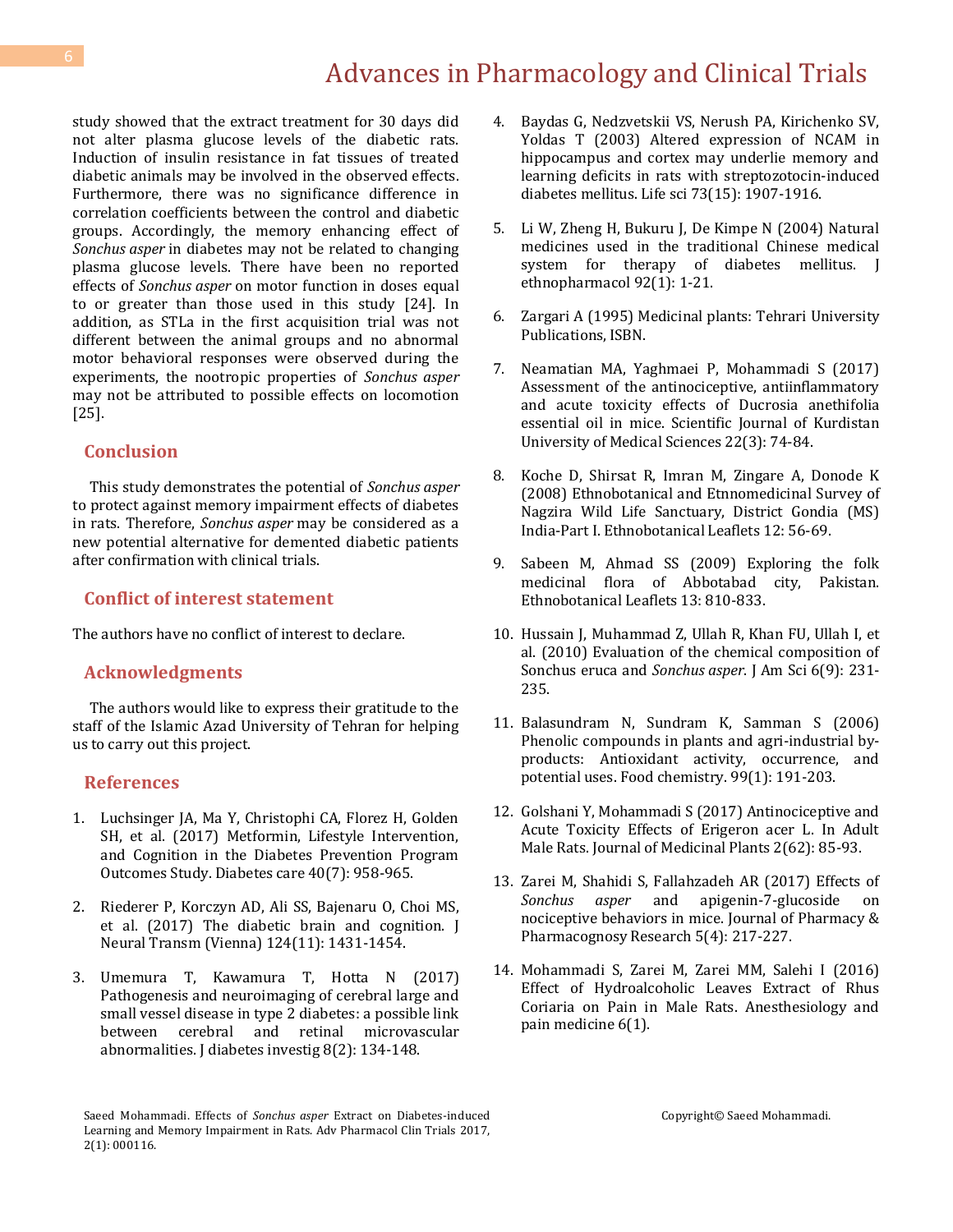study showed that the extract treatment for 30 days did not alter plasma glucose levels of the diabetic rats. Induction of insulin resistance in fat tissues of treated diabetic animals may be involved in the observed effects. Furthermore, there was no significance difference in correlation coefficients between the control and diabetic groups. Accordingly, the memory enhancing effect of *Sonchus asper* in diabetes may not be related to changing plasma glucose levels. There have been no reported effects of *Sonchus asper* on motor function in doses equal to or greater than those used in this study [24]. In addition, as STLa in the first acquisition trial was not different between the animal groups and no abnormal motor behavioral responses were observed during the experiments, the nootropic properties of *Sonchus asper* may not be attributed to possible effects on locomotion [25].

## Conclusion

This study demonstrates the potential of *Sonchus asper* to protect against memory impairment effects of diabetes in rats. Therefore, *Sonchus asper* may be considered as a new potential alternative for demented diabetic patients after confirmation with clinical trials.

## Conflict of interest statement

The authors have no conflict of interest to declare.

## Acknowledgments

The authors would like to express their gratitude to the staff of the Islamic Azad University of Tehran for helping us to carry out this project.

## References

1. Luchsinger JA, Ma Y, Christophi CA, Florez H, Golden SH, et al. (2017) Metformin, Lifestyle Intervention, and Cognition in the Diabetes Prevention Program Outcomes Study. Diabetes care 40(7): 958-965.
2. Riederer P, Korczyn AD, Ali SS, Bajenaru O, Choi MS, et al. (2017) The diabetic brain and cognition. J Neural Transm (Vienna) 124(11): 1431-1454.
3. Umemura T, Kawamura T, Hotta N (2017) Pathogenesis and neuroimaging of cerebral large and small vessel disease in type 2 diabetes: a possible link between cerebral and retinal microvascular abnormalities. J diabetes investig 8(2): 134-148.
4. Baydas G, Nedzvetskii VS, Nerush PA, Kirichenko SV, Yoldas T (2003) Altered expression of NCAM in hippocampus and cortex may underlie memory and learning deficits in rats with streptozotocin-induced diabetes mellitus. Life sci 73(15): 1907-1916.
5. Li W, Zheng H, Bukuru J, De Kimpe N (2004) Natural medicines used in the traditional Chinese medical system for therapy of diabetes mellitus. J ethnopharmacol 92(1): 1-21.
6. Zargari A (1995) Medicinal plants: Tehrari University Publications, ISBN.
7. Neamatian MA, Yaghmaei P, Mohammadi S (2017) Assessment of the antinociceptive, antiinflammatory and acute toxicity effects of Ducrosia anethifolia essential oil in mice. Scientific Journal of Kurdistan University of Medical Sciences 22(3): 74-84.
8. Koche D, Shirsat R, Imran M, Zingare A, Donode K (2008) Ethnobotanical and Etnnomedicinal Survey of Nagzira Wild Life Sanctuary, District Gondia (MS) India-Part I. Ethnobotanical Leaflets 12: 56-69.
9. Sabeen M, Ahmad SS (2009) Exploring the folk medicinal flora of Abbotabad city, Pakistan. Ethnobotanical Leaflets 13: 810-833.
10. Hussain J, Muhammad Z, Ullah R, Khan FU, Ullah I, et al. (2010) Evaluation of the chemical composition of Sonchus eruca and *Sonchus asper*. J Am Sci 6(9): 231-235.
11. Balasundram N, Sundram K, Samman S (2006) Phenolic compounds in plants and agri-industrial by-products: Antioxidant activity, occurrence, and potential uses. Food chemistry. 99(1): 191-203.
12. Golshani Y, Mohammadi S (2017) Antinociceptive and Acute Toxicity Effects of Erigeron acer L. In Adult Male Rats. Journal of Medicinal Plants 2(62): 85-93.
13. Zarei M, Shahidi S, Fallahzadeh AR (2017) Effects of *Sonchus asper* and apigenin-7-glucoside on nociceptive behaviors in mice. Journal of Pharmacy & Pharmacognosy Research 5(4): 217-227.
14. Mohammadi S, Zarei M, Zarei MM, Salehi I (2016) Effect of Hydroalcoholic Leaves Extract of Rhus Coriaria on Pain in Male Rats. Anesthesiology and pain medicine 6(1).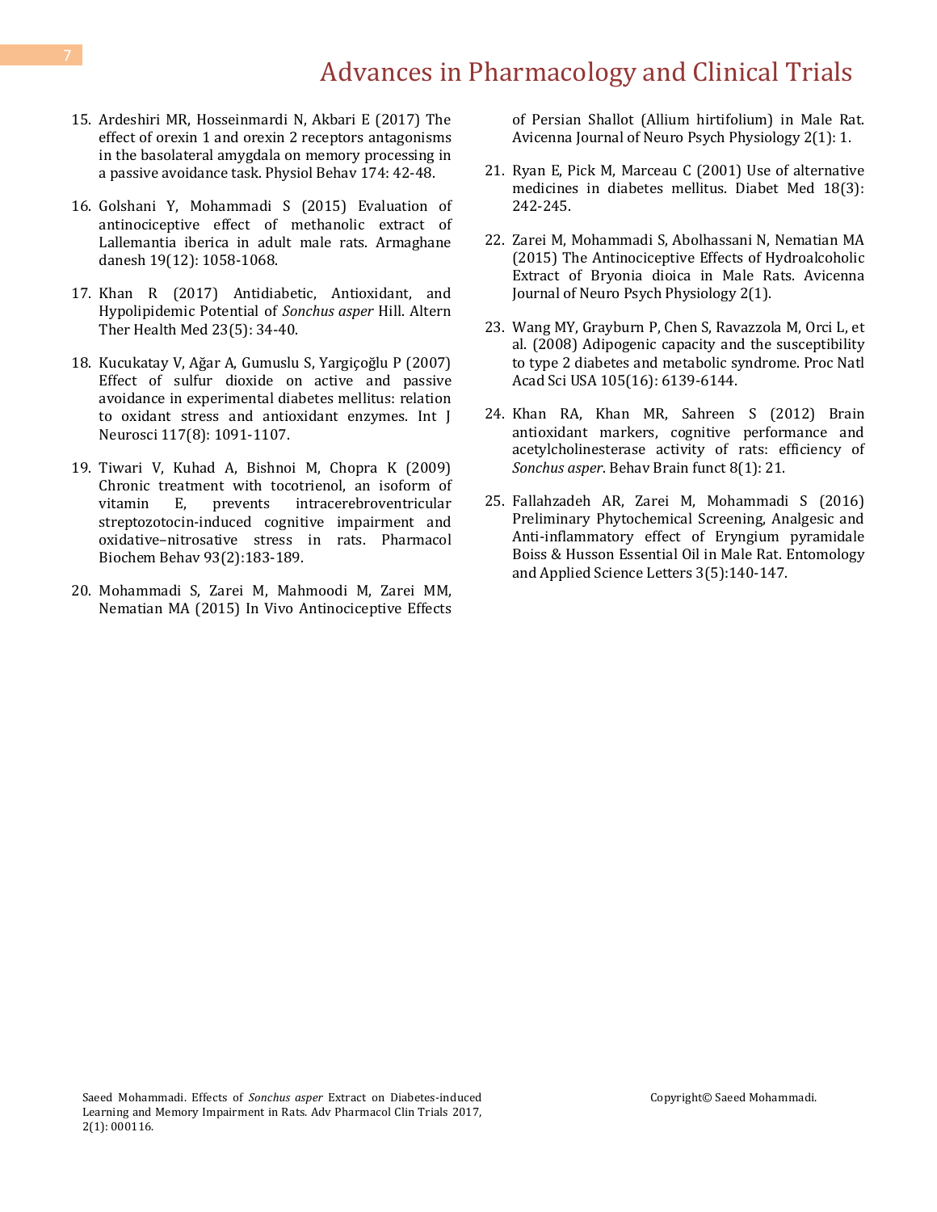15. Ardeshiri MR, Hosseinmardi N, Akbari E (2017) The effect of orexin 1 and orexin 2 receptors antagonisms in the basolateral amygdala on memory processing in a passive avoidance task. Physiol Behav 174: 42-48.

16. Golshani Y, Mohammadi S (2015) Evaluation of antinociceptive effect of methanolic extract of Lallemantia iberica in adult male rats. Armaghane danesh 19(12): 1058-1068.

17. Khan R (2017) Antidiabetic, Antioxidant, and Hypolipidemic Potential of *Sonchus asper* Hill. Altern Ther Health Med 23(5): 34-40.

18. Kucukatay V, Ağar A, Gumuslu S, Yargiçoğlu P (2007) Effect of sulfur dioxide on active and passive avoidance in experimental diabetes mellitus: relation to oxidant stress and antioxidant enzymes. Int J Neurosci 117(8): 1091-1107.

19. Tiwari V, Kuhad A, Bishnoi M, Chopra K (2009) Chronic treatment with tocotrienol, an isoform of vitamin E, prevents intracerebroventricular streptozotocin-induced cognitive impairment and oxidative–nitrosative stress in rats. Pharmacol Biochem Behav 93(2):183-189.

20. Mohammadi S, Zarei M, Mahmoodi M, Zarei MM, Nematian MA (2015) In Vivo Antinociceptive Effects of Persian Shallot (Allium hirtifolium) in Male Rat. Avicenna Journal of Neuro Psych Physiology 2(1): 1.

21. Ryan E, Pick M, Marceau C (2001) Use of alternative medicines in diabetes mellitus. Diabet Med 18(3): 242-245.

22. Zarei M, Mohammadi S, Abolhassani N, Nematian MA (2015) The Antinociceptive Effects of Hydroalcoholic Extract of Bryonia dioica in Male Rats. Avicenna Journal of Neuro Psych Physiology 2(1).

23. Wang MY, Grayburn P, Chen S, Ravazzola M, Orci L, et al. (2008) Adipogenic capacity and the susceptibility to type 2 diabetes and metabolic syndrome. Proc Natl Acad Sci USA 105(16): 6139-6144.

24. Khan RA, Khan MR, Sahreen S (2012) Brain antioxidant markers, cognitive performance and acetylcholinesterase activity of rats: efficiency of *Sonchus asper*. Behav Brain funct 8(1): 21.

25. Fallahzadeh AR, Zarei M, Mohammadi S (2016) Preliminary Phytochemical Screening, Analgesic and Anti-inflammatory effect of Eryngium pyramidale Boiss & Husson Essential Oil in Male Rat. Entomology and Applied Science Letters 3(5):140-147.